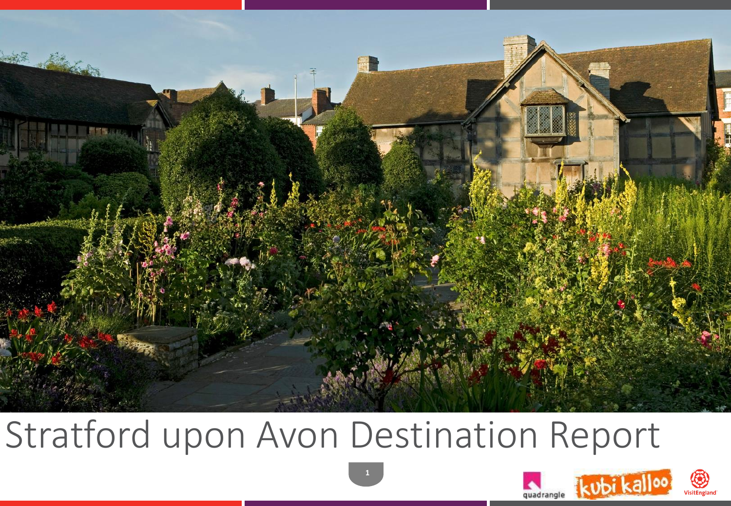# Stratford upon Avon Destination Report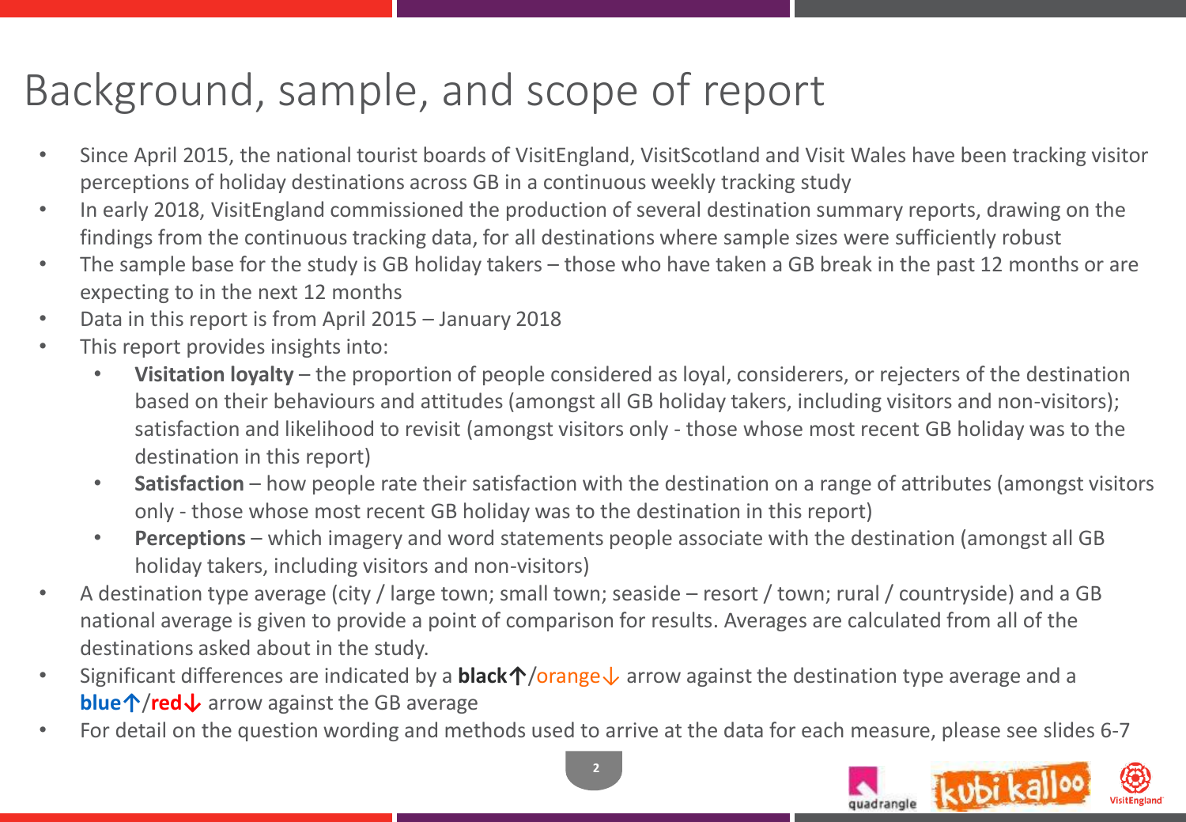# Background, sample, and scope of report

- Since April 2015, the national tourist boards of VisitEngland, VisitScotland and Visit Wales have been tracking visitor perceptions of holiday destinations across GB in a continuous weekly tracking study
- In early 2018, VisitEngland commissioned the production of several destination summary reports, drawing on the findings from the continuous tracking data, for all destinations where sample sizes were sufficiently robust
- The sample base for the study is GB holiday takers – those who have taken a GB break in the past 12 months or are expecting to in the next 12 months
- Data in this report is from April 2015 – January 2018
- This report provides insights into:
  - **Visitation loyalty** – the proportion of people considered as loyal, considerers, or rejecters of the destination based on their behaviours and attitudes (amongst all GB holiday takers, including visitors and non-visitors); satisfaction and likelihood to revisit (amongst visitors only - those whose most recent GB holiday was to the destination in this report)
  - **Satisfaction** – how people rate their satisfaction with the destination on a range of attributes (amongst visitors only - those whose most recent GB holiday was to the destination in this report)
  - **Perceptions** – which imagery and word statements people associate with the destination (amongst all GB holiday takers, including visitors and non-visitors)
- A destination type average (city / large town; small town; seaside – resort / town; rural / countryside) and a GB national average is given to provide a point of comparison for results. Averages are calculated from all of the destinations asked about in the study.
- Significant differences are indicated by a **black↑**/orange↓ arrow against the destination type average and a **blue↑**/**red↓** arrow against the GB average
- For detail on the question wording and methods used to arrive at the data for each measure, please see slides 6-7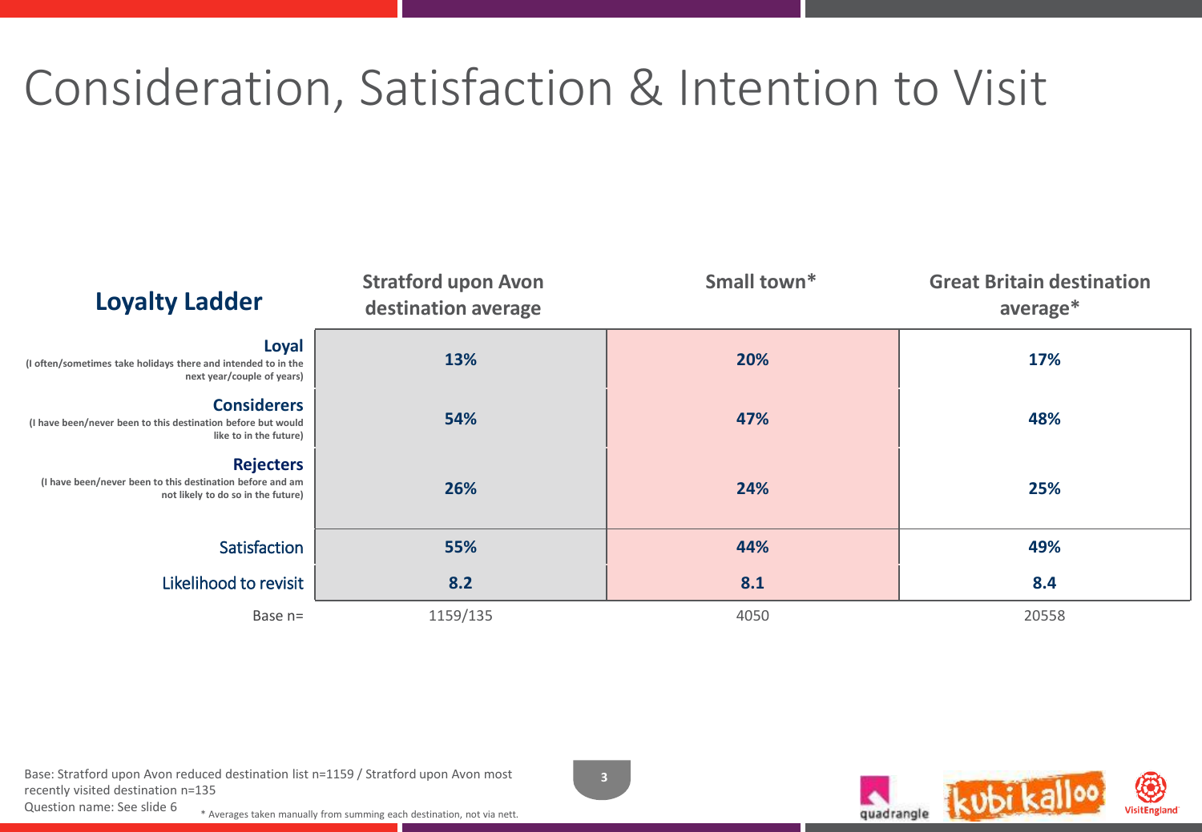# Consideration, Satisfaction & Intention to Visit

| Loyalty Ladder | Stratford upon Avon destination average | Small town* | Great Britain destination average* |
|---|---|---|---|
| **Loyal** (I often/sometimes take holidays there and intended to in the next year/couple of years) | **13%** | **20%** | **17%** |
| **Considerers** (I have been/never been to this destination before but would like to in the future) | **54%** | **47%** | **48%** |
| **Rejecters** (I have been/never been to this destination before and am not likely to do so in the future) | **26%** | **24%** | **25%** |
| Satisfaction | **55%** | **44%** | **49%** |
| Likelihood to revisit | **8.2** | **8.1** | **8.4** |
| Base n= | 1159/135 | 4050 | 20558 |

Base: Stratford upon Avon reduced destination list n=1159 / Stratford upon Avon most recently visited destination n=135
Question name: See slide 6

* Averages taken manually from summing each destination, not via nett.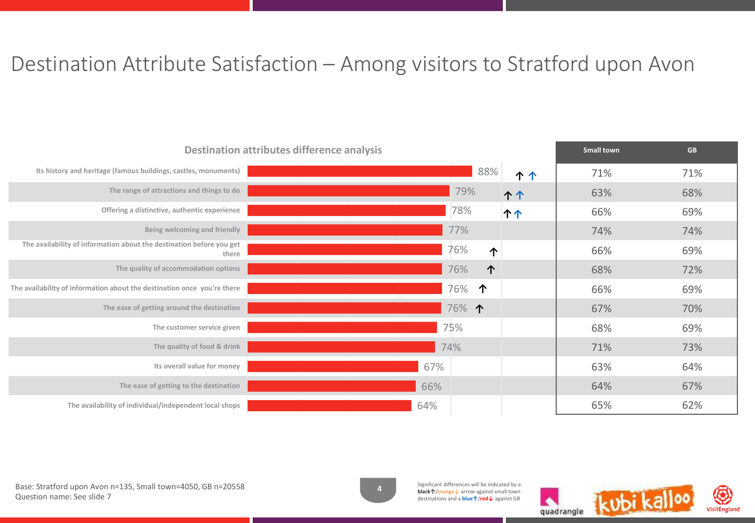# Destination Attribute Satisfaction – Among visitors to Stratford upon Avon

### Destination attributes difference analysis

| Attribute | Stratford upon Avon | Significance | Small town | GB |
|---|---|---|---|---|
| Its history and heritage (famous buildings, castles, monuments) | 88% | ↑ ↑ | 71% | 71% |
| The range of attractions and things to do | 79% | ↑ ↑ | 63% | 68% |
| Offering a distinctive, authentic experience | 78% | ↑ ↑ | 66% | 69% |
| Being welcoming and friendly | 77% | | 74% | 74% |
| The availability of information about the destination before you get there | 76% | ↑ | 66% | 69% |
| The quality of accommodation options | 76% | ↑ | 68% | 72% |
| The availability of information about the destination once you're there | 76% | ↑ | 66% | 69% |
| The ease of getting around the destination | 76% | ↑ | 67% | 70% |
| The customer service given | 75% | | 68% | 69% |
| The quality of food & drink | 74% | | 71% | 73% |
| Its overall value for money | 67% | | 63% | 64% |
| The ease of getting to the destination | 66% | | 64% | 67% |
| The availability of individual/independent local shops | 64% | | 65% | 62% |

Base: Stratford upon Avon n=135, Small town=4050, GB n=20558
Question name: See slide 7

Significant differences will be indicated by a **black↑**/orange↓ arrow against small town destinations and a **blue↑/red↓** against GB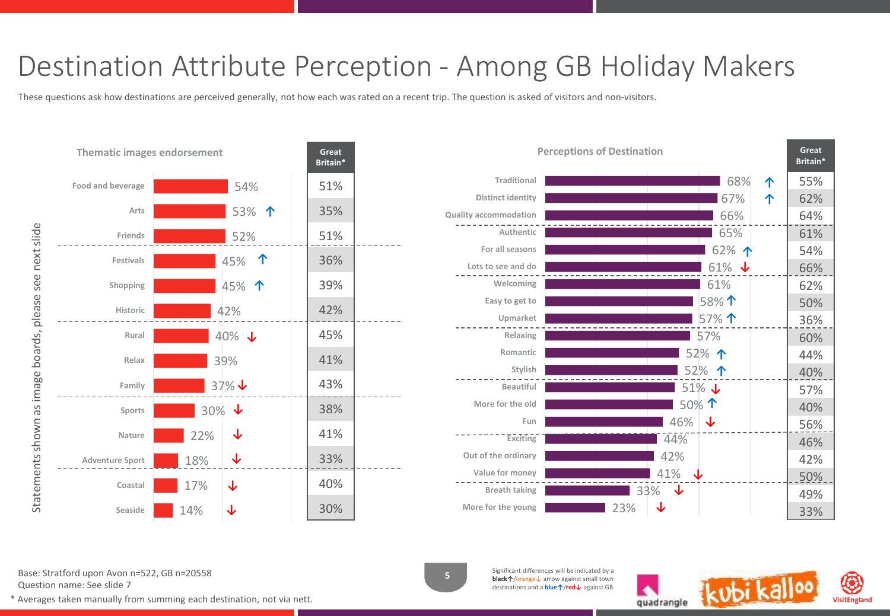# Destination Attribute Perception - Among GB Holiday Makers

These questions ask how destinations are perceived generally, not how each was rated on a recent trip. The question is asked of visitors and non-visitors.

Statements shown as image boards, please see next slide

### Thematic images endorsement

| Statement | Stratford upon Avon | Significance | Great Britain* |
|---|---|---|---|
| Food and beverage | 54% | | 51% |
| Arts | 53% | ↑ | 35% |
| Friends | 52% | | 51% |
| Festivals | 45% | ↑ | 36% |
| Shopping | 45% | ↑ | 39% |
| Historic | 42% | | 42% |
| Rural | 40% | ↓ | 45% |
| Relax | 39% | | 41% |
| Family | 37% | ↓ | 43% |
| Sports | 30% | ↓ | 38% |
| Nature | 22% | ↓ | 41% |
| Adventure Sport | 18% | ↓ | 33% |
| Coastal | 17% | ↓ | 40% |
| Seaside | 14% | ↓ | 30% |

### Perceptions of Destination

| Statement | Stratford upon Avon | Significance | Great Britain* |
|---|---|---|---|
| Traditional | 68% | ↑ | 55% |
| Distinct identity | 67% | ↑ | 62% |
| Quality accommodation | 66% | | 64% |
| Authentic | 65% | | 61% |
| For all seasons | 62% | ↑ | 54% |
| Lots to see and do | 61% | ↓ | 66% |
| Welcoming | 61% | | 62% |
| Easy to get to | 58% | ↑ | 50% |
| Upmarket | 57% | ↑ | 36% |
| Relaxing | 57% | | 60% |
| Romantic | 52% | ↑ | 44% |
| Stylish | 52% | ↑ | 40% |
| Beautiful | 51% | ↓ | 57% |
| More for the old | 50% | ↑ | 40% |
| Fun | 46% | ↓ | 56% |
| Exciting | 44% | | 46% |
| Out of the ordinary | 42% | | 42% |
| Value for money | 41% | ↓ | 50% |
| Breath taking | 33% | ↓ | 49% |
| More for the young | 23% | ↓ | 33% |

Base: Stratford upon Avon n=522, GB n=20558
Question name: See slide 7

\* Averages taken manually from summing each destination, not via nett.

Significant differences will be indicated by a **black↑**/orange↓ arrow against small town destinations and a **blue↑**/**red↓** against GB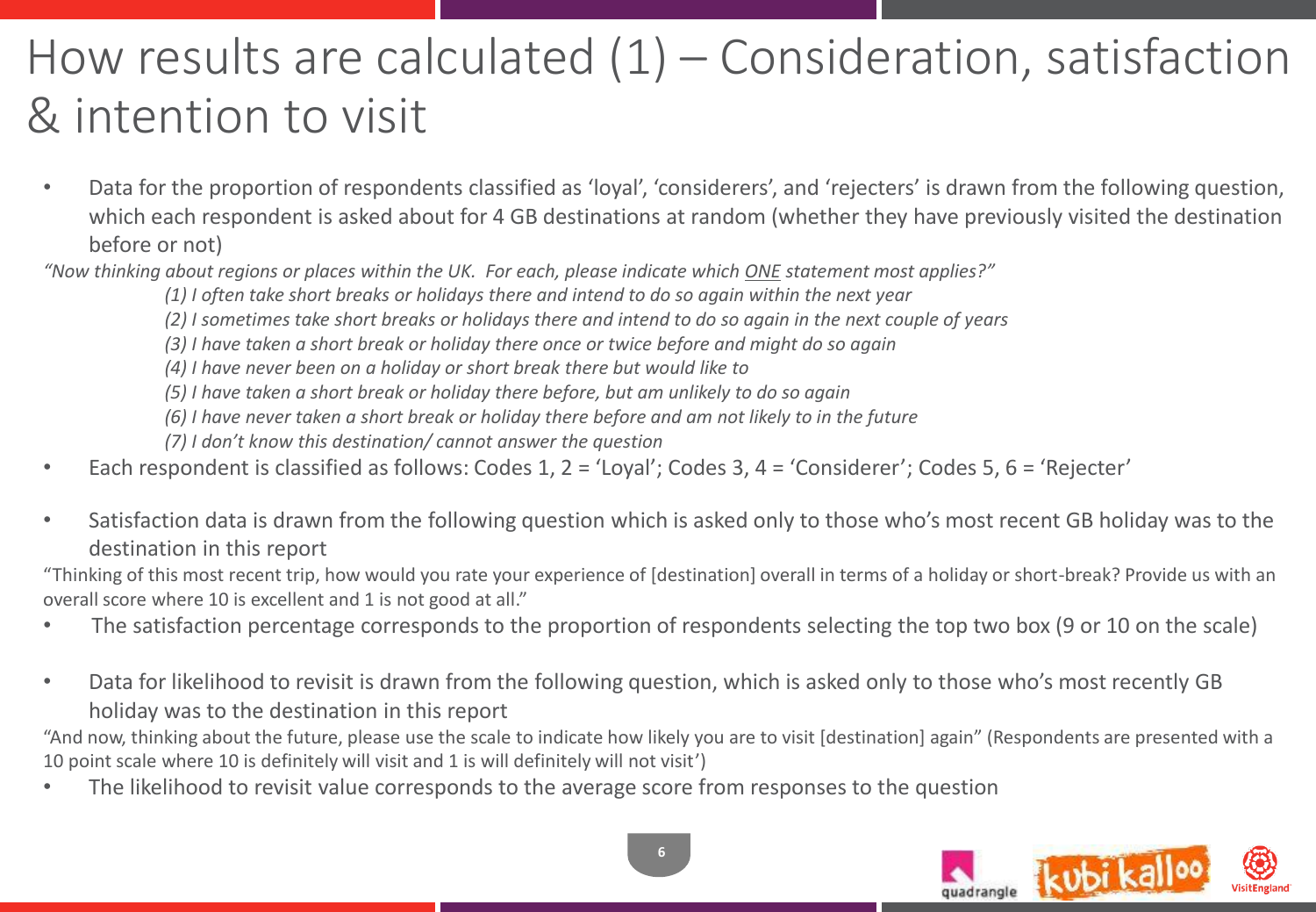# How results are calculated (1) – Consideration, satisfaction & intention to visit

- Data for the proportion of respondents classified as 'loyal', 'considerers', and 'rejecters' is drawn from the following question, which each respondent is asked about for 4 GB destinations at random (whether they have previously visited the destination before or not)

*"Now thinking about regions or places within the UK. For each, please indicate which ONE statement most applies?"*

*(1) I often take short breaks or holidays there and intend to do so again within the next year*

*(2) I sometimes take short breaks or holidays there and intend to do so again in the next couple of years*

*(3) I have taken a short break or holiday there once or twice before and might do so again*

*(4) I have never been on a holiday or short break there but would like to*

*(5) I have taken a short break or holiday there before, but am unlikely to do so again*

*(6) I have never taken a short break or holiday there before and am not likely to in the future*

*(7) I don't know this destination/ cannot answer the question*

- Each respondent is classified as follows: Codes 1, 2 = 'Loyal'; Codes 3, 4 = 'Considerer'; Codes 5, 6 = 'Rejecter'

- Satisfaction data is drawn from the following question which is asked only to those who's most recent GB holiday was to the destination in this report

"Thinking of this most recent trip, how would you rate your experience of [destination] overall in terms of a holiday or short-break? Provide us with an overall score where 10 is excellent and 1 is not good at all."

- The satisfaction percentage corresponds to the proportion of respondents selecting the top two box (9 or 10 on the scale)

- Data for likelihood to revisit is drawn from the following question, which is asked only to those who's most recently GB holiday was to the destination in this report

"And now, thinking about the future, please use the scale to indicate how likely you are to visit [destination] again" (Respondents are presented with a 10 point scale where 10 is definitely will visit and 1 is will definitely will not visit')

- The likelihood to revisit value corresponds to the average score from responses to the question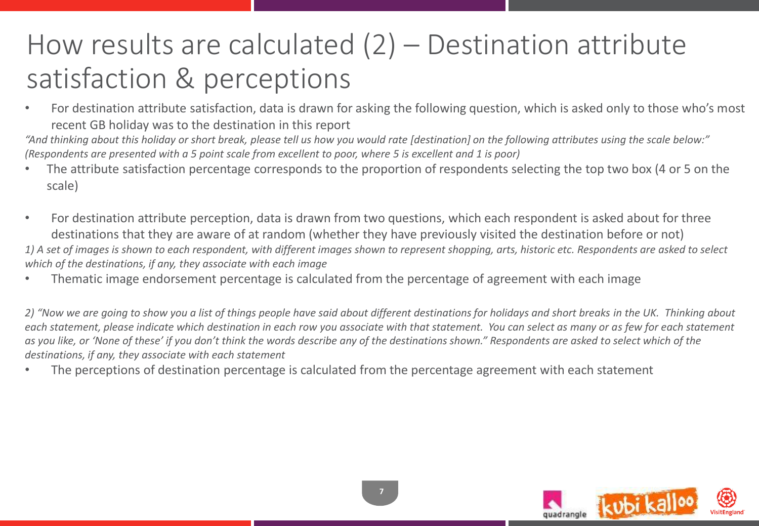# How results are calculated (2) – Destination attribute satisfaction & perceptions

- For destination attribute satisfaction, data is drawn for asking the following question, which is asked only to those who's most recent GB holiday was to the destination in this report

*"And thinking about this holiday or short break, please tell us how you would rate [destination] on the following attributes using the scale below:" (Respondents are presented with a 5 point scale from excellent to poor, where 5 is excellent and 1 is poor)*

- The attribute satisfaction percentage corresponds to the proportion of respondents selecting the top two box (4 or 5 on the scale)

- For destination attribute perception, data is drawn from two questions, which each respondent is asked about for three destinations that they are aware of at random (whether they have previously visited the destination before or not)

*1) A set of images is shown to each respondent, with different images shown to represent shopping, arts, historic etc. Respondents are asked to select which of the destinations, if any, they associate with each image*

- Thematic image endorsement percentage is calculated from the percentage of agreement with each image

*2) "Now we are going to show you a list of things people have said about different destinations for holidays and short breaks in the UK. Thinking about each statement, please indicate which destination in each row you associate with that statement. You can select as many or as few for each statement as you like, or 'None of these' if you don't think the words describe any of the destinations shown." Respondents are asked to select which of the destinations, if any, they associate with each statement*

- The perceptions of destination percentage is calculated from the percentage agreement with each statement